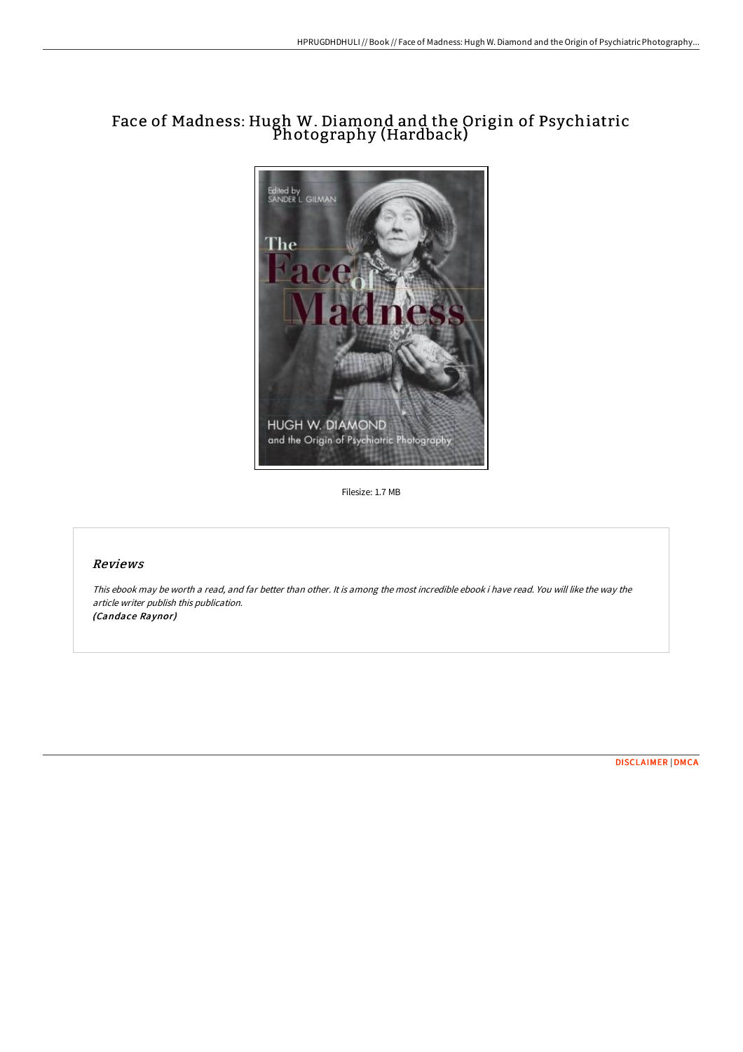# Face of Madness: Hugh W. Diamond and the Origin of Psychiatric Photography (Hardback)

Filesize: 1.7 MB

## *Reviews*

*This ebook may be worth a read, and far better than other. It is among the most incredible ebook i have read. You will like the way the article writer publish this publication.*
***(Candace Raynor)***

DISCLAIMER | DMCA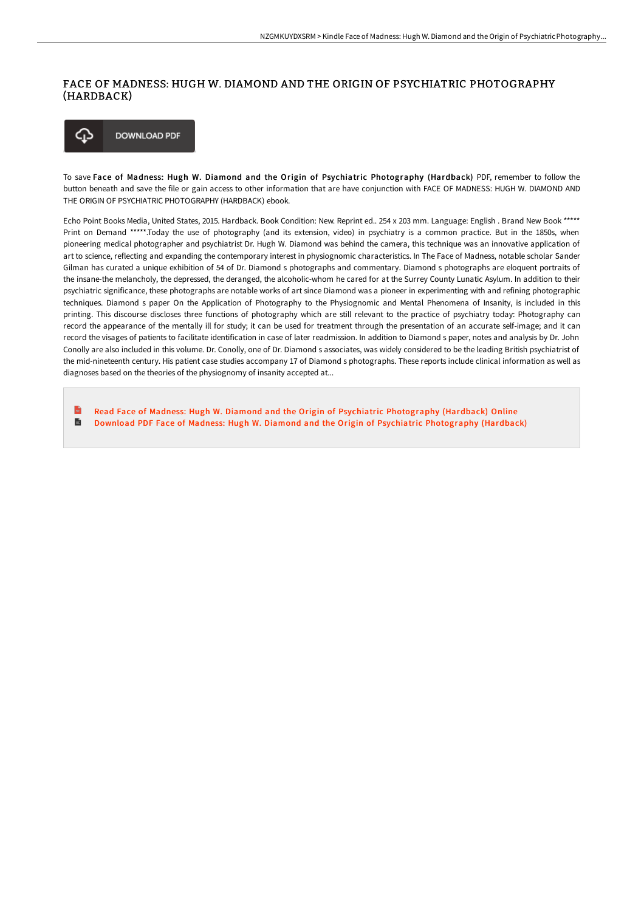# FACE OF MADNESS: HUGH W. DIAMOND AND THE ORIGIN OF PSYCHIATRIC PHOTOGRAPHY (HARDBACK)

DOWNLOAD PDF

To save **Face of Madness: Hugh W. Diamond and the Origin of Psychiatric Photography (Hardback)** PDF, remember to follow the button beneath and save the file or gain access to other information that are have conjunction with FACE OF MADNESS: HUGH W. DIAMOND AND THE ORIGIN OF PSYCHIATRIC PHOTOGRAPHY (HARDBACK) ebook.

Echo Point Books Media, United States, 2015. Hardback. Book Condition: New. Reprint ed.. 254 x 203 mm. Language: English . Brand New Book ***** Print on Demand *****.Today the use of photography (and its extension, video) in psychiatry is a common practice. But in the 1850s, when pioneering medical photographer and psychiatrist Dr. Hugh W. Diamond was behind the camera, this technique was an innovative application of art to science, reflecting and expanding the contemporary interest in physiognomic characteristics. In The Face of Madness, notable scholar Sander Gilman has curated a unique exhibition of 54 of Dr. Diamond s photographs and commentary. Diamond s photographs are eloquent portraits of the insane-the melancholy, the depressed, the deranged, the alcoholic-whom he cared for at the Surrey County Lunatic Asylum. In addition to their psychiatric significance, these photographs are notable works of art since Diamond was a pioneer in experimenting with and refining photographic techniques. Diamond s paper On the Application of Photography to the Physiognomic and Mental Phenomena of Insanity, is included in this printing. This discourse discloses three functions of photography which are still relevant to the practice of psychiatry today: Photography can record the appearance of the mentally ill for study; it can be used for treatment through the presentation of an accurate self-image; and it can record the visages of patients to facilitate identification in case of later readmission. In addition to Diamond s paper, notes and analysis by Dr. John Conolly are also included in this volume. Dr. Conolly, one of Dr. Diamond s associates, was widely considered to be the leading British psychiatrist of the mid-nineteenth century. His patient case studies accompany 17 of Diamond s photographs. These reports include clinical information as well as diagnoses based on the theories of the physiognomy of insanity accepted at...

- Read Face of Madness: Hugh W. Diamond and the Origin of Psychiatric Photography (Hardback) Online
- Download PDF Face of Madness: Hugh W. Diamond and the Origin of Psychiatric Photography (Hardback)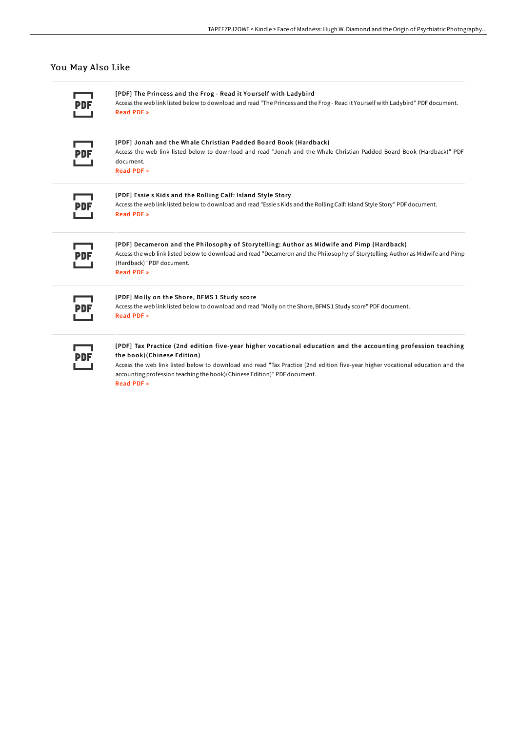## You May Also Like

[PDF] The Princess and the Frog - Read it Yourself with Ladybird
Access the web link listed below to download and read "The Princess and the Frog - Read it Yourself with Ladybird" PDF document.
Read PDF »

[PDF] Jonah and the Whale Christian Padded Board Book (Hardback)
Access the web link listed below to download and read "Jonah and the Whale Christian Padded Board Book (Hardback)" PDF document.
Read PDF »

[PDF] Essie s Kids and the Rolling Calf: Island Style Story
Access the web link listed below to download and read "Essie s Kids and the Rolling Calf: Island Style Story" PDF document.
Read PDF »

[PDF] Decameron and the Philosophy of Storytelling: Author as Midwife and Pimp (Hardback)
Access the web link listed below to download and read "Decameron and the Philosophy of Storytelling: Author as Midwife and Pimp (Hardback)" PDF document.
Read PDF »

[PDF] Molly on the Shore, BFMS 1 Study score
Access the web link listed below to download and read "Molly on the Shore, BFMS 1 Study score" PDF document.
Read PDF »

[PDF] Tax Practice (2nd edition five-year higher vocational education and the accounting profession teaching the book)(Chinese Edition)
Access the web link listed below to download and read "Tax Practice (2nd edition five-year higher vocational education and the accounting profession teaching the book)(Chinese Edition)" PDF document.
Read PDF »